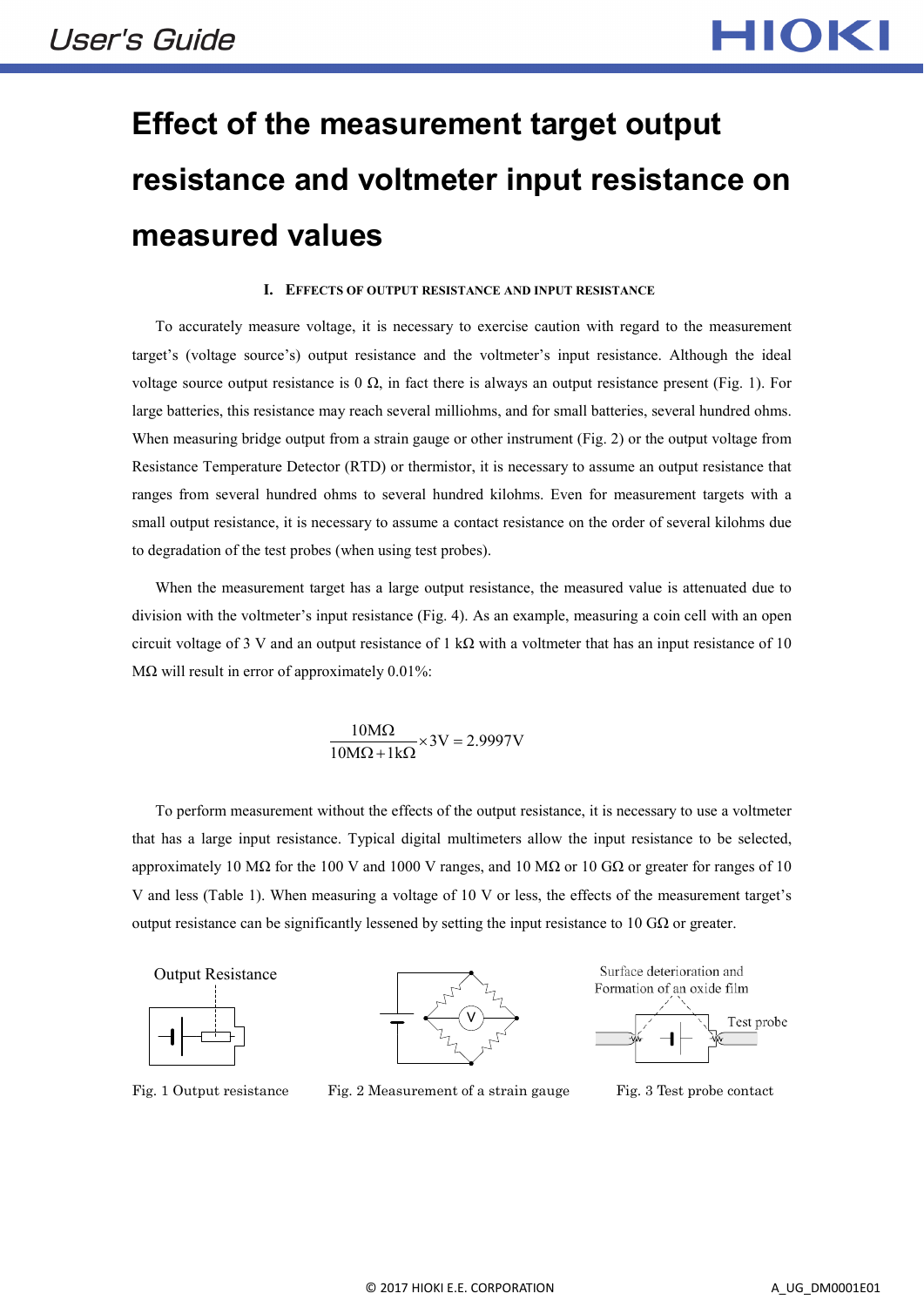# Effect of the measurement target output resistance and voltmeter input resistance on measured values

## I. Effects of Output Resistance and Input Resistance

To accurately measure voltage, it is necessary to exercise caution with regard to the measurement target's (voltage source's) output resistance and the voltmeter's input resistance. Although the ideal voltage source output resistance is 0 Ω, in fact there is always an output resistance present (Fig. 1). For large batteries, this resistance may reach several milliohms, and for small batteries, several hundred ohms. When measuring bridge output from a strain gauge or other instrument (Fig. 2) or the output voltage from Resistance Temperature Detector (RTD) or thermistor, it is necessary to assume an output resistance that ranges from several hundred ohms to several hundred kilohms. Even for measurement targets with a small output resistance, it is necessary to assume a contact resistance on the order of several kilohms due to degradation of the test probes (when using test probes).

When the measurement target has a large output resistance, the measured value is attenuated due to division with the voltmeter's input resistance (Fig. 4). As an example, measuring a coin cell with an open circuit voltage of 3 V and an output resistance of 1 kΩ with a voltmeter that has an input resistance of 10 MΩ will result in error of approximately 0.01%:

$$\frac{10\text{M}\Omega}{10\text{M}\Omega + 1\text{k}\Omega} \times 3\text{V} = 2.9997\text{V}$$

To perform measurement without the effects of the output resistance, it is necessary to use a voltmeter that has a large input resistance. Typical digital multimeters allow the input resistance to be selected, approximately 10 MΩ for the 100 V and 1000 V ranges, and 10 MΩ or 10 GΩ or greater for ranges of 10 V and less (Table 1). When measuring a voltage of 10 V or less, the effects of the measurement target's output resistance can be significantly lessened by setting the input resistance to 10 GΩ or greater.

Output Resistance

Fig. 1 Output resistance

Fig. 2 Measurement of a strain gauge

Surface deterioration and Formation of an oxide film

Test probe

Fig. 3 Test probe contact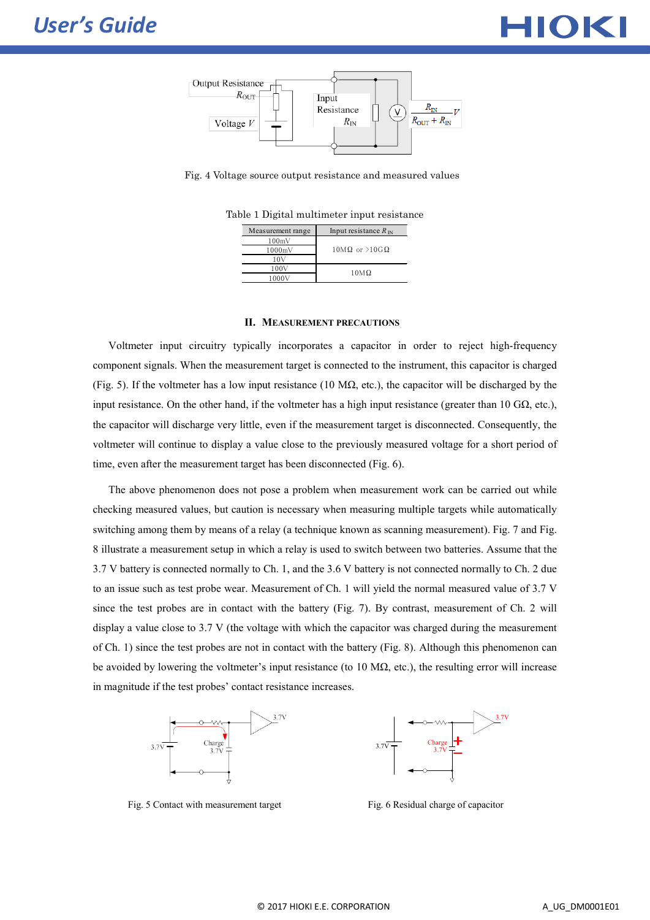Fig. 4 Voltage source output resistance and measured values

Table 1 Digital multimeter input resistance

| Measurement range | Input resistance $R_{IN}$ |
|---|---|
| 100mV | 10MΩ or >10GΩ |
| 1000mV | |
| 10V | |
| 100V | 10MΩ |
| 1000V | |

## II. Measurement Precautions

Voltmeter input circuitry typically incorporates a capacitor in order to reject high-frequency component signals. When the measurement target is connected to the instrument, this capacitor is charged (Fig. 5). If the voltmeter has a low input resistance (10 MΩ, etc.), the capacitor will be discharged by the input resistance. On the other hand, if the voltmeter has a high input resistance (greater than 10 GΩ, etc.), the capacitor will discharge very little, even if the measurement target is disconnected. Consequently, the voltmeter will continue to display a value close to the previously measured voltage for a short period of time, even after the measurement target has been disconnected (Fig. 6).

The above phenomenon does not pose a problem when measurement work can be carried out while checking measured values, but caution is necessary when measuring multiple targets while automatically switching among them by means of a relay (a technique known as scanning measurement). Fig. 7 and Fig. 8 illustrate a measurement setup in which a relay is used to switch between two batteries. Assume that the 3.7 V battery is connected normally to Ch. 1, and the 3.6 V battery is not connected normally to Ch. 2 due to an issue such as test probe wear. Measurement of Ch. 1 will yield the normal measured value of 3.7 V since the test probes are in contact with the battery (Fig. 7). By contrast, measurement of Ch. 2 will display a value close to 3.7 V (the voltage with which the capacitor was charged during the measurement of Ch. 1) since the test probes are not in contact with the battery (Fig. 8). Although this phenomenon can be avoided by lowering the voltmeter's input resistance (to 10 MΩ, etc.), the resulting error will increase in magnitude if the test probes' contact resistance increases.

Fig. 5 Contact with measurement target

Fig. 6 Residual charge of capacitor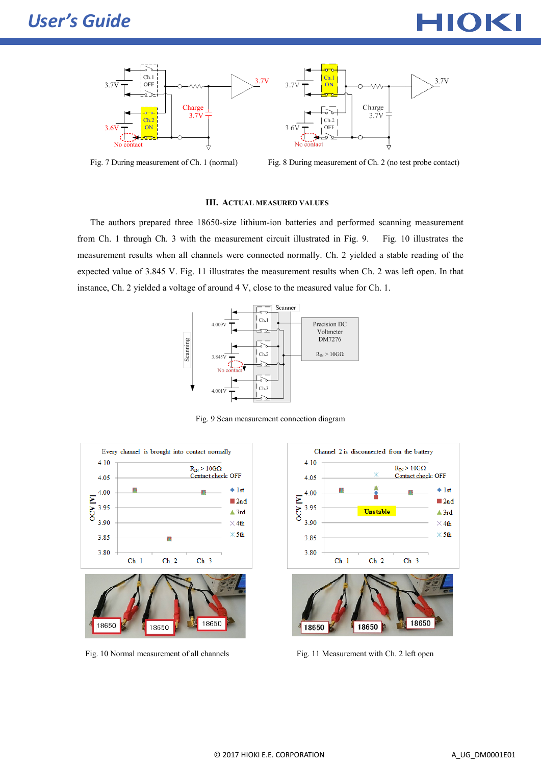Fig. 7 During measurement of Ch. 1 (normal)

Fig. 8 During measurement of Ch. 2 (no test probe contact)

## III. Actual Measured Values

The authors prepared three 18650-size lithium-ion batteries and performed scanning measurement from Ch. 1 through Ch. 3 with the measurement circuit illustrated in Fig. 9. Fig. 10 illustrates the measurement results when all channels were connected normally. Ch. 2 yielded a stable reading of the expected value of 3.845 V. Fig. 11 illustrates the measurement results when Ch. 2 was left open. In that instance, Ch. 2 yielded a voltage of around 4 V, close to the measured value for Ch. 1.

Fig. 9 Scan measurement connection diagram

Fig. 10 Normal measurement of all channels

Fig. 11 Measurement with Ch. 2 left open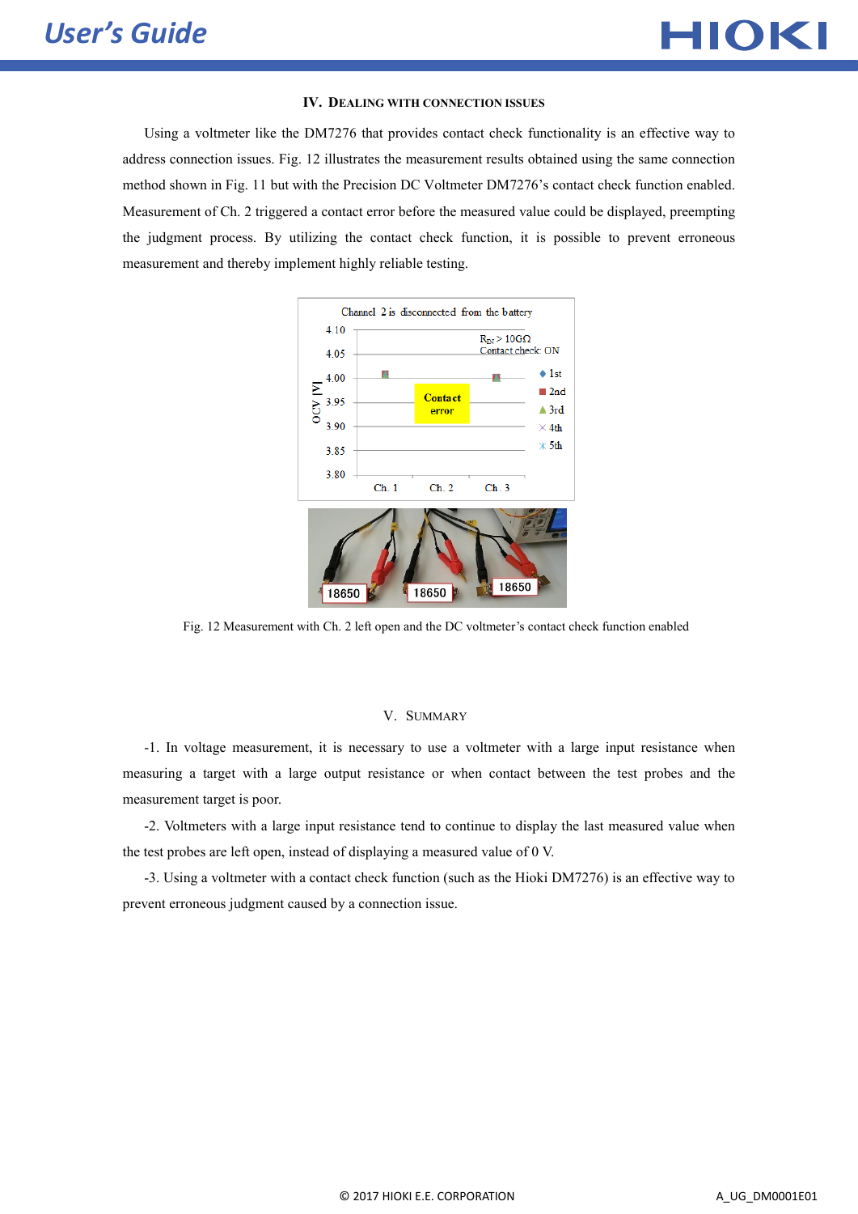## IV. Dealing with connection issues

Using a voltmeter like the DM7276 that provides contact check functionality is an effective way to address connection issues. Fig. 12 illustrates the measurement results obtained using the same connection method shown in Fig. 11 but with the Precision DC Voltmeter DM7276's contact check function enabled. Measurement of Ch. 2 triggered a contact error before the measured value could be displayed, preempting the judgment process. By utilizing the contact check function, it is possible to prevent erroneous measurement and thereby implement highly reliable testing.

Channel 2 is disconnected from the battery

$R_{IN}$ > 10GΩ

Contact check: ON

OCV [V]

4.10
4.05
4.00
3.95
3.90
3.85
3.80

Contact error

Ch. 1
Ch. 2
Ch. 3

1st
2nd
3rd
4th
5th

18650
18650
18650

Fig. 12 Measurement with Ch. 2 left open and the DC voltmeter's contact check function enabled

## V. Summary

-1. In voltage measurement, it is necessary to use a voltmeter with a large input resistance when measuring a target with a large output resistance or when contact between the test probes and the measurement target is poor.

-2. Voltmeters with a large input resistance tend to continue to display the last measured value when the test probes are left open, instead of displaying a measured value of 0 V.

-3. Using a voltmeter with a contact check function (such as the Hioki DM7276) is an effective way to prevent erroneous judgment caused by a connection issue.